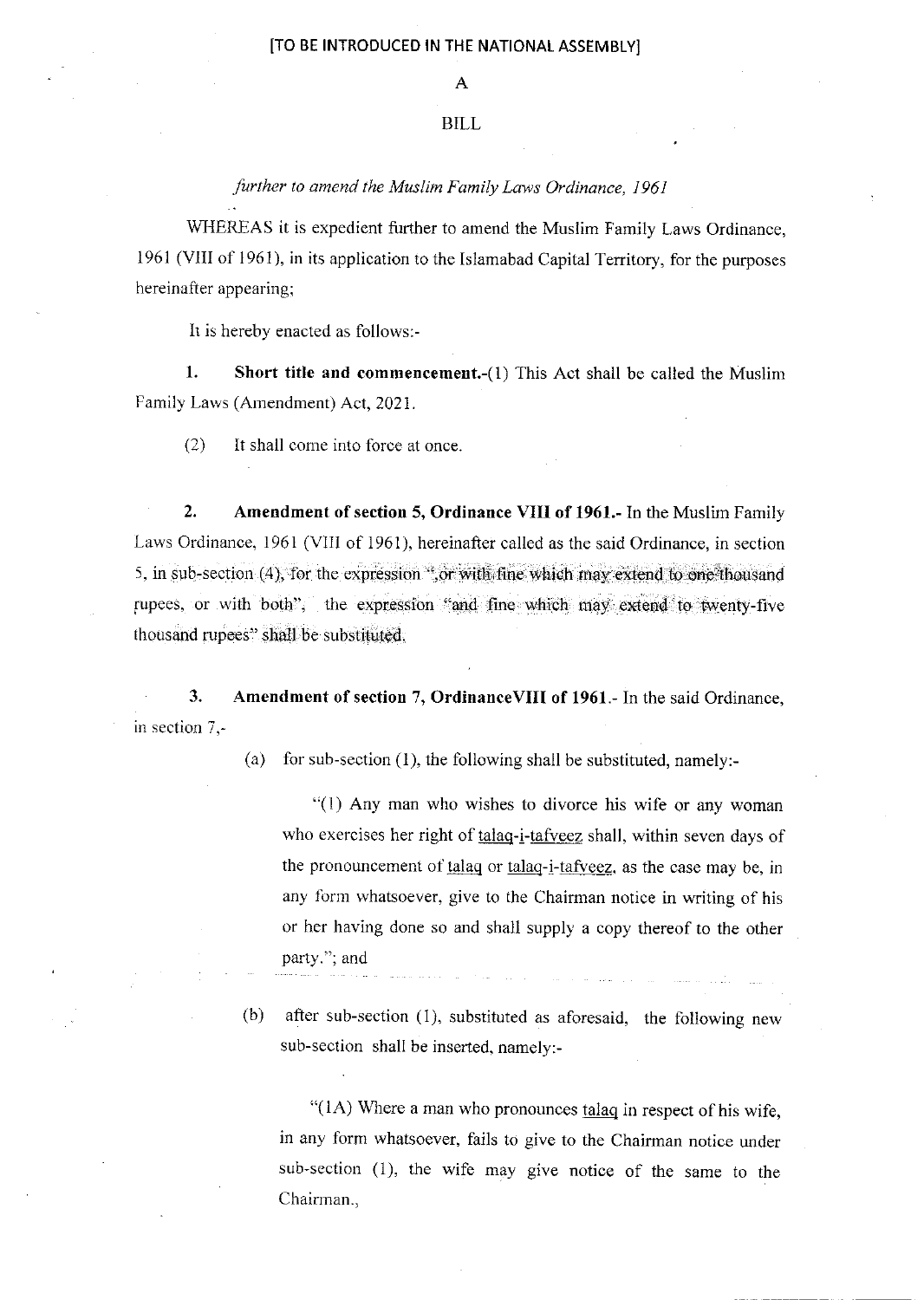[TO BE INTRODUCED IN THE NATIONAL ASSEMBLY]

A

BILL

*further to amend the Muslim Family Laws Ordinance, 1961*

WHEREAS it is expedient further to amend the Muslim Family Laws Ordinance, 1961 (VIII of 1961), in its application to the Islamabad Capital Territory, for the purposes hereinafter appearing;

It is hereby enacted as follows:-

**1. Short title and commencement.**-(1) This Act shall be called the Muslim Family Laws (Amendment) Act, 2021.

(2) It shall come into force at once.

**2. Amendment of section 5, Ordinance VIII of 1961.**- In the Muslim Family Laws Ordinance, 1961 (VIII of 1961), hereinafter called as the said Ordinance, in section 5, in sub-section (4), for the expression ",or with fine which may extend to one thousand rupees, or with both", the expression "and fine which may extend to twenty-five thousand rupees" shall be substituted.

**3. Amendment of section 7, OrdinanceVIII of 1961.**- In the said Ordinance, in section 7,-

(a) for sub-section (1), the following shall be substituted, namely:-

"(1) Any man who wishes to divorce his wife or any woman who exercises her right of talaq-i-tafveez shall, within seven days of the pronouncement of talaq or talaq-i-tafveez, as the case may be, in any form whatsoever, give to the Chairman notice in writing of his or her having done so and shall supply a copy thereof to the other party."; and

(b) after sub-section (1), substituted as aforesaid, the following new sub-section shall be inserted, namely:-

"(1A) Where a man who pronounces talaq in respect of his wife, in any form whatsoever, fails to give to the Chairman notice under sub-section (1), the wife may give notice of the same to the Chairman.,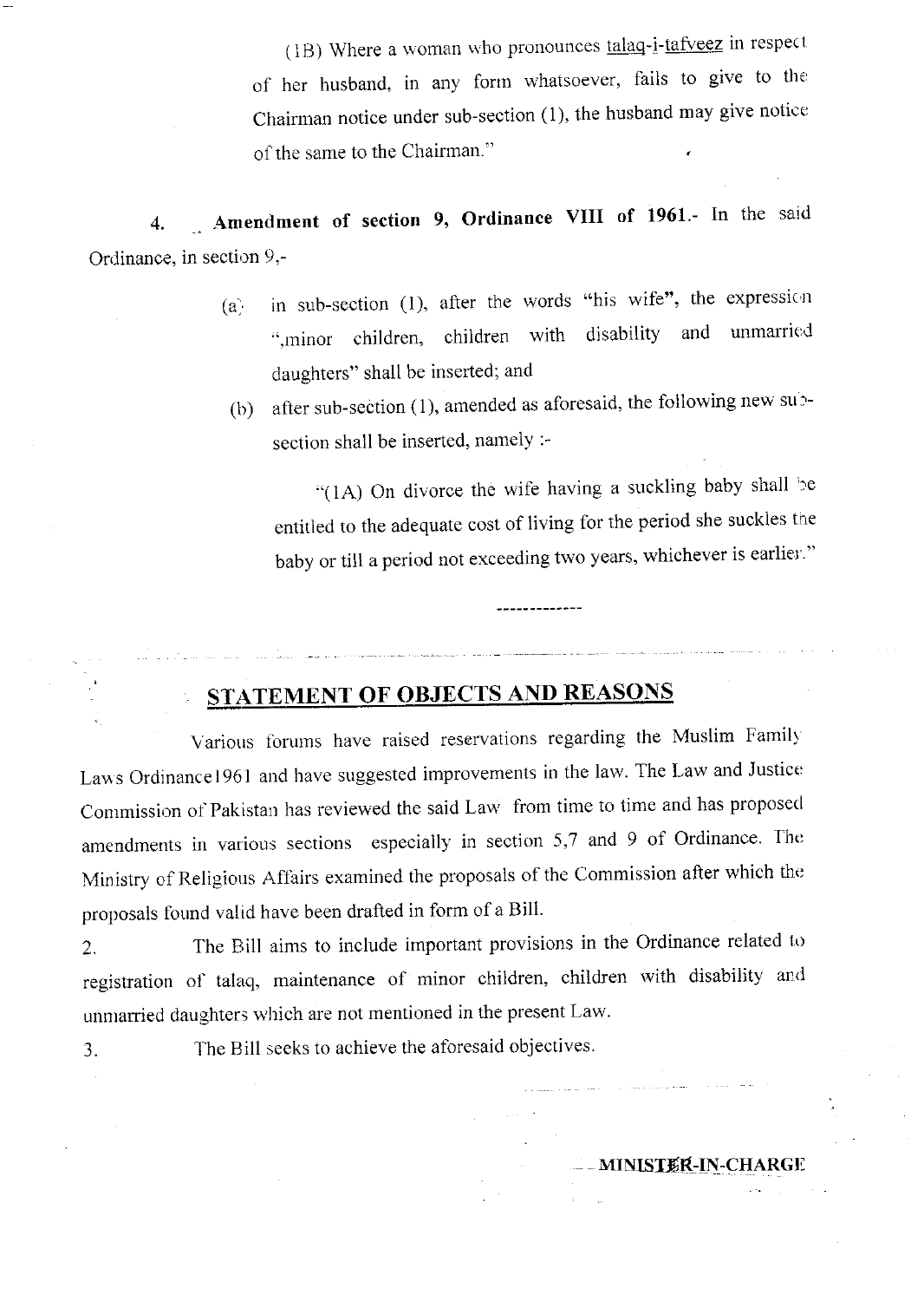(1B) Where a woman who pronounces talaq-i-tafveez in respect of her husband, in any form whatsoever, fails to give to the Chairman notice under sub-section (1), the husband may give notice of the same to the Chairman."

4. **Amendment of section 9, Ordinance VIII of 1961.**- In the said Ordinance, in section 9,-

(a) in sub-section (1), after the words "his wife", the expression ",minor children, children with disability and unmarried daughters" shall be inserted; and

(b) after sub-section (1), amended as aforesaid, the following new sub-section shall be inserted, namely :-

"(1A) On divorce the wife having a suckling baby shall be entitled to the adequate cost of living for the period she suckles the baby or till a period not exceeding two years, whichever is earlier."

-------------

## STATEMENT OF OBJECTS AND REASONS

Various forums have raised reservations regarding the Muslim Family Laws Ordinance1961 and have suggested improvements in the law. The Law and Justice Commission of Pakistan has reviewed the said Law from time to time and has proposed amendments in various sections especially in section 5,7 and 9 of Ordinance. The Ministry of Religious Affairs examined the proposals of the Commission after which the proposals found valid have been drafted in form of a Bill.

2. The Bill aims to include important provisions in the Ordinance related to registration of talaq, maintenance of minor children, children with disability and unmarried daughters which are not mentioned in the present Law.

3. The Bill seeks to achieve the aforesaid objectives.

**MINISTER-IN-CHARGE**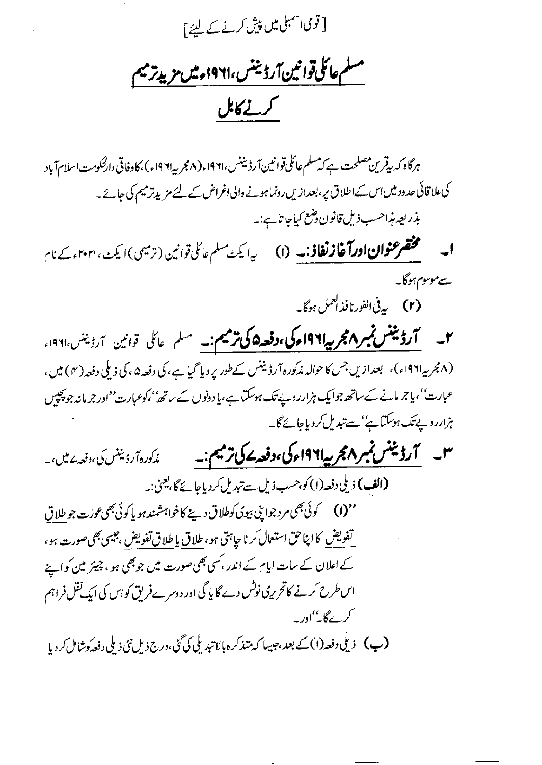[قومی اسمبلی میں پیش کرنے کے لیے]

# مسلم عائلی قوانین آرڈیننس، ۱۹۶۱ء میں مزید ترمیم کرنے کا بل

ہرگاہ کہ یہ قرین مصلحت ہے کہ مسلم عائلی قوانین آرڈیننس، ۱۹۶۱ء (۸ مجریہ ۱۹۶۱ء)، کا وفاقی دارالحکومت اسلام آباد کی علاقائی حدود میں اس کے اطلاق پر، بعد ازیں رونما ہونے والی اغراض کے لئے مزید ترمیم کی جائے۔

بذریعہ ہذا حسب ذیل قانون وضع کیا جاتا ہے:۔

۱۔ **مختصر عنوان اور آغاز نفاذ:۔** (۱) یہ ایکٹ مسلم عائلی قوانین (ترمیمی) ایکٹ، ۲۰۲۱ء کے نام سے موسوم ہوگا۔

(۲) یہ فی الفور نافذ العمل ہوگا۔

۲۔ **آرڈیننس نمبر ۸ مجریہ ۱۹۶۱ء کی، دفعہ ۵ کی ترمیم:۔** مسلم عائلی قوانین آرڈیننس، ۱۹۶۱ء (۸ مجریہ ۱۹۶۱ء)، بعد ازیں جس کا حوالہ مذکورہ آرڈیننس کے طور پر دیا گیا ہے، کی دفعہ ۵، کی ذیلی دفعہ (۴) میں، عبارت "، یا جرمانے کے ساتھ جو ایک ہزار روپے تک ہوسکتا ہے، یا دونوں کے ساتھ"، کو عبارت "اور جرمانہ جو پچیس ہزار روپے تک ہوسکتا ہے" سے تبدیل کر دیا جائے گا۔

۳۔ **آرڈیننس نمبر ۸ مجریہ ۱۹۶۱ء کی، دفعہ ۷ کی ترمیم:۔** مذکورہ آرڈیننس کی، دفعہ ۷ میں،۔

**(الف)** ذیلی دفعہ (۱) کو، حسب ذیل سے تبدیل کر دیا جائے گا، یعنی:۔

"(۱) کوئی بھی مرد جو اپنی بیوی کو طلاق دینے کا خواہشمند ہو یا کوئی بھی عورت جو طلاق تفویض کا اپنا حق استعمال کرنا چاہتی ہو، طلاق یا طلاق تفویض، جیسی بھی صورت ہو، کے اعلان کے سات ایام کے اندر، کسی بھی صورت میں جو بھی ہو، چیئرمین کو اپنے اس طرح کرنے کا تحریری نوٹس دے گا یا گی اور دوسرے فریق کو اس کی ایک نقل فراہم کرے گا۔" اور۔

**(ب)** ذیلی دفعہ (۱) کے بعد، جیسا کہ متذکرہ بالا تبدیلی کی گئی، درج ذیل نئی ذیلی دفعہ کو شامل کر دیا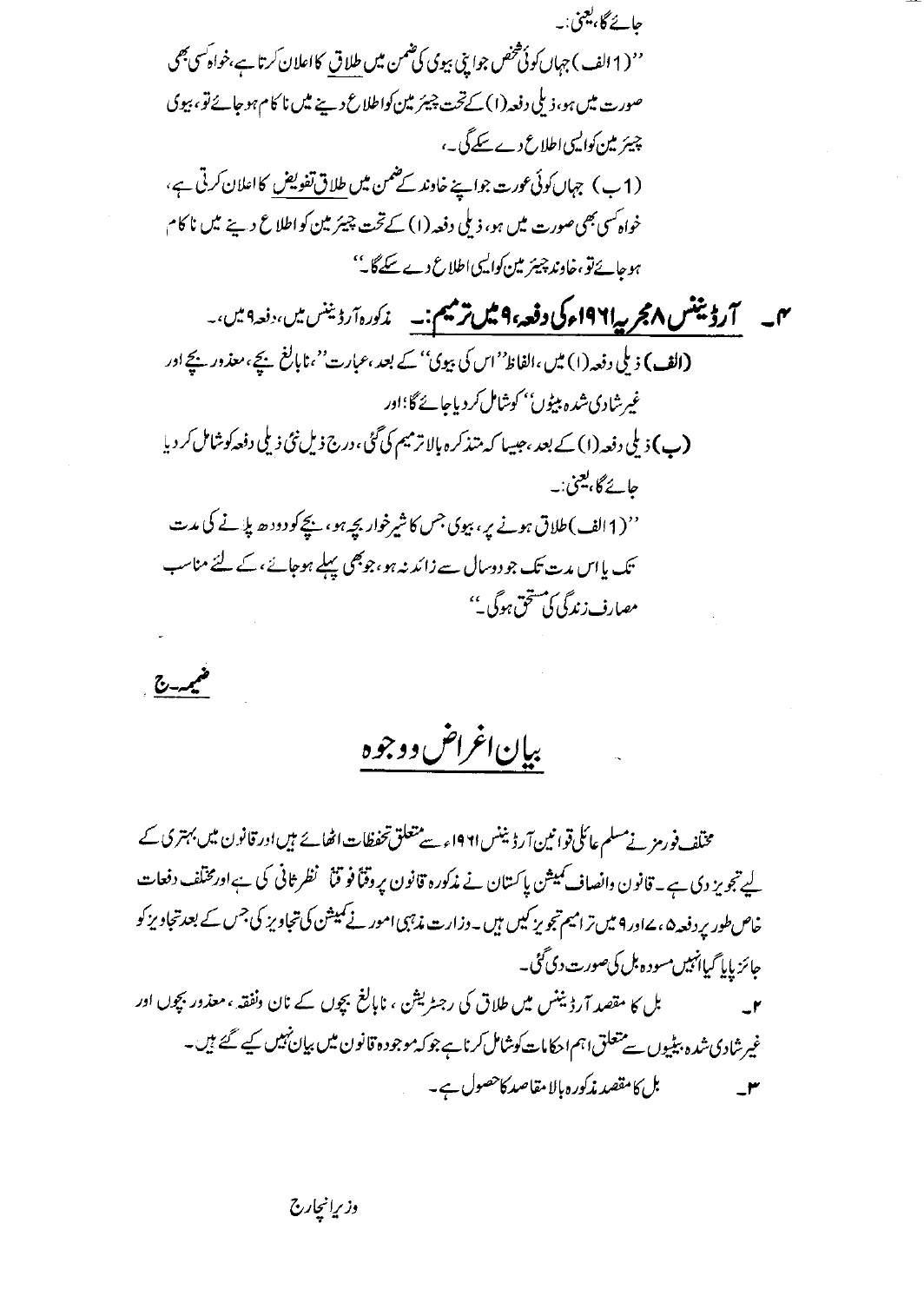جائے گا، یعنی:۔

''(1الف) جہاں کوئی شخص جو اپنی بیوی کی ضمن میں طلاق کا اعلان کرتا ہے، خواہ کسی بھی صورت میں ہو، ذیلی دفعہ (۱) کے تحت چیئرمین کو اطلاع دینے میں ناکام ہو جائے تو، بیوی چیئرمین کو ایسی اطلاع دے سکے گی۔،

(1ب) جہاں کوئی عورت جو اپنے خاوند کے ضمن میں طلاق تفویض کا اعلان کرتی ہے، خواہ کسی بھی صورت میں ہو، ذیلی دفعہ (۱) کے تحت چیئرمین کو اطلاع دینے میں ناکام ہو جائے تو، خاوند چیئرمین کو ایسی اطلاع دے سکے گا''

**۴۔ آرڈیننس ۸ مجریہ ۱۹۶۱ء کی دفعہ ۹ میں ترمیم:۔** مذکورہ آرڈیننس میں، دفعہ ۹ میں،۔

**(الف)** ذیلی دفعہ (۱) میں، الفاظ ''اس کی بیوی'' کے بعد، عبارت ''، نابالغ بچے، معذور بچے اور غیر شادی شدہ بیٹوں'' کو شامل کر دیا جائے گا؛ اور

**(ب)** ذیلی دفعہ (۱) کے بعد، جیسا کہ متذکرہ بالا ترمیم کی گئی، درج ذیل نئی ذیلی دفعہ کو شامل کر دیا جائے گا، یعنی:۔

''(1الف) طلاق ہونے پر، بیوی جس کا شیر خوار بچہ ہو، بچے کو دودھ پلانے کی مدت تک یا اس مدت تک جو دو سال سے زائد نہ ہو، جو بھی پہلے ہو جائے، کے لئے مناسب مصارف زندگی کی مستحق ہوگی۔''

ضمیمہ۔ج

# بیان اغراض و وجوہ

مختلف فورمز نے مسلم عائلی قوانین آرڈیننس ۱۹۶۱ء سے متعلق تحفظات اٹھائے ہیں اور قانون میں بہتری کے لیے تجویز دی ہے۔ قانون و انصاف کمیشن پاکستان نے مذکورہ قانون پر وقتاً فوقتاً نظر ثانی کی ہے اور مختلف دفعات خاص طور پر دفعہ ۵، ۷ اور ۹ میں ترامیم تجویز کیں ہیں۔ وزارت مذہبی امور نے کمیشن کی تجاویز کی جس کے بعد تجاویز کو جائز پایا گیا انہیں مسودہ بل کی صورت دی گئی۔

۲۔ بل کا مقصد آرڈیننس میں طلاق کی رجسٹریشن، نابالغ بچوں کے نان و نفقہ، معذور بچوں اور غیر شادی شدہ بیٹیوں سے متعلق اہم احکامات کو شامل کرنا ہے جو کہ موجودہ قانون میں بیان نہیں کیے گئے ہیں۔

۳۔ بل کا مقصد مذکورہ بالا مقاصد کا حصول ہے۔

وزیر انچارج